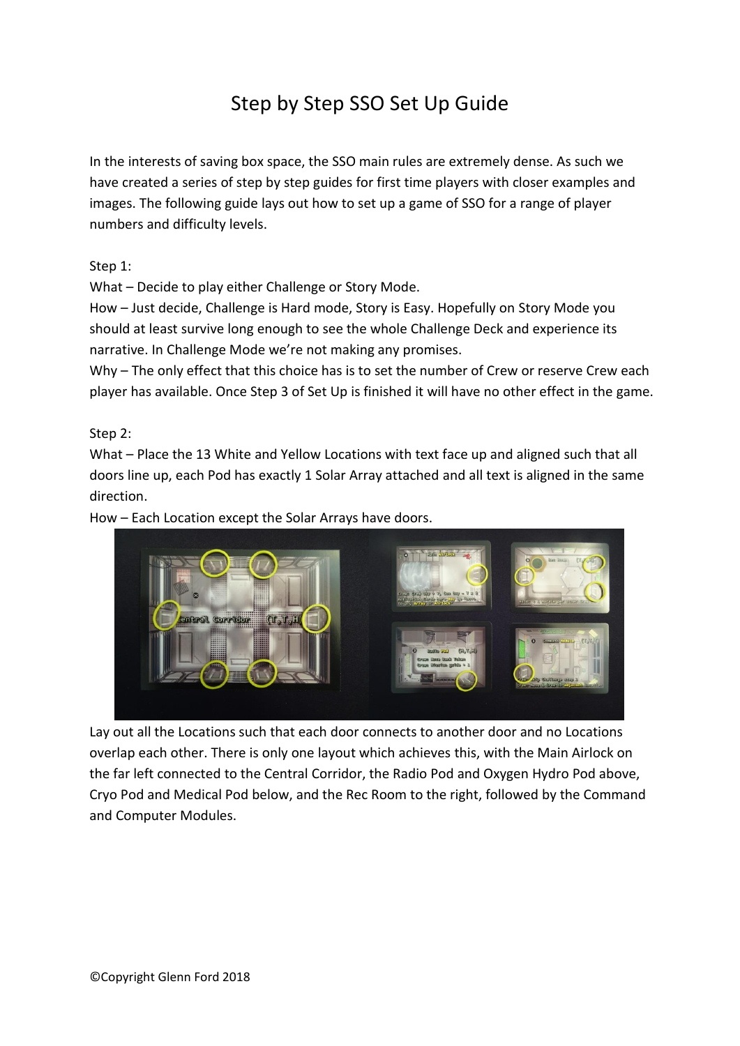# Step by Step SSO Set Up Guide

In the interests of saving box space, the SSO main rules are extremely dense. As such we have created a series of step by step guides for first time players with closer examples and images. The following guide lays out how to set up a game of SSO for a range of player numbers and difficulty levels.

Step 1:

What – Decide to play either Challenge or Story Mode.

How – Just decide, Challenge is Hard mode, Story is Easy. Hopefully on Story Mode you should at least survive long enough to see the whole Challenge Deck and experience its narrative. In Challenge Mode we're not making any promises.

Why – The only effect that this choice has is to set the number of Crew or reserve Crew each player has available. Once Step 3 of Set Up is finished it will have no other effect in the game.

Step 2:

What – Place the 13 White and Yellow Locations with text face up and aligned such that all doors line up, each Pod has exactly 1 Solar Array attached and all text is aligned in the same direction.

How – Each Location except the Solar Arrays have doors.

Lay out all the Locations such that each door connects to another door and no Locations overlap each other. There is only one layout which achieves this, with the Main Airlock on the far left connected to the Central Corridor, the Radio Pod and Oxygen Hydro Pod above, Cryo Pod and Medical Pod below, and the Rec Room to the right, followed by the Command and Computer Modules.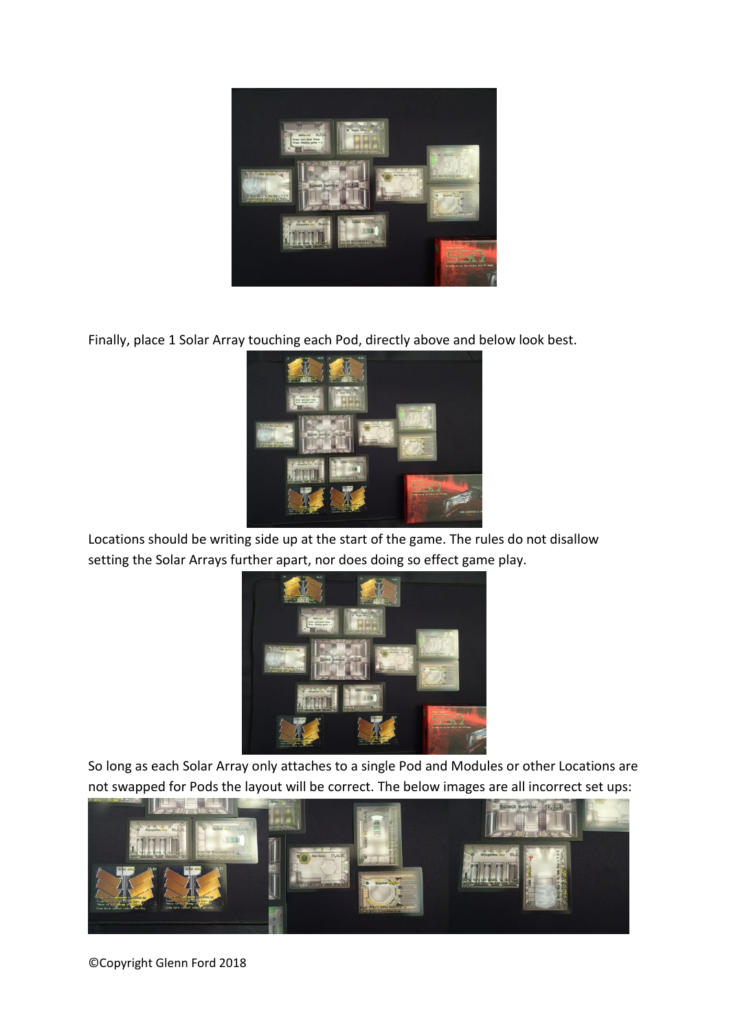Finally, place 1 Solar Array touching each Pod, directly above and below look best.

Locations should be writing side up at the start of the game. The rules do not disallow setting the Solar Arrays further apart, nor does doing so effect game play.

So long as each Solar Array only attaches to a single Pod and Modules or other Locations are not swapped for Pods the layout will be correct. The below images are all incorrect set ups:

©Copyright Glenn Ford 2018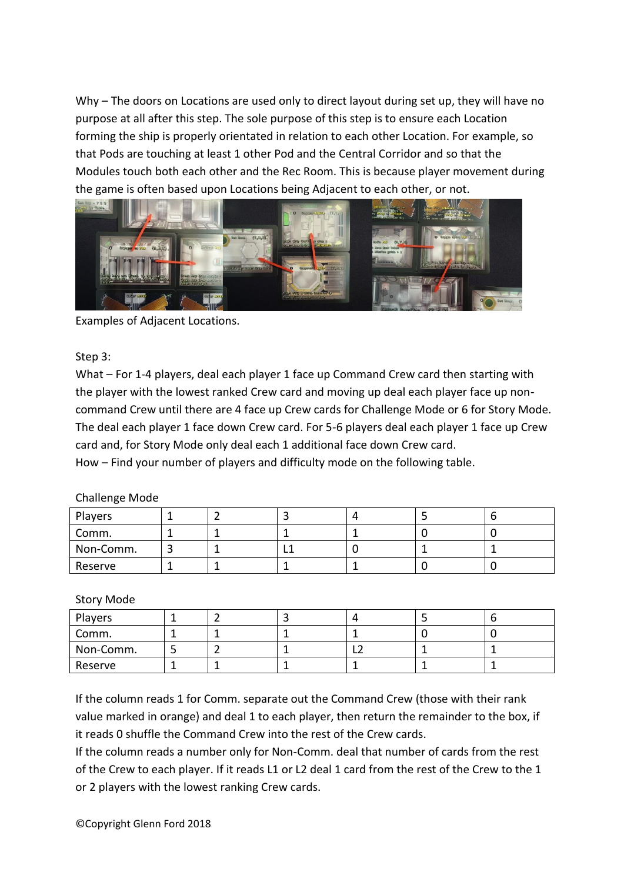Why – The doors on Locations are used only to direct layout during set up, they will have no purpose at all after this step. The sole purpose of this step is to ensure each Location forming the ship is properly orientated in relation to each other Location. For example, so that Pods are touching at least 1 other Pod and the Central Corridor and so that the Modules touch both each other and the Rec Room. This is because player movement during the game is often based upon Locations being Adjacent to each other, or not.

Examples of Adjacent Locations.

Step 3:

What – For 1-4 players, deal each player 1 face up Command Crew card then starting with the player with the lowest ranked Crew card and moving up deal each player face up non-command Crew until there are 4 face up Crew cards for Challenge Mode or 6 for Story Mode. The deal each player 1 face down Crew card. For 5-6 players deal each player 1 face up Crew card and, for Story Mode only deal each 1 additional face down Crew card.

How – Find your number of players and difficulty mode on the following table.

Challenge Mode

| Players | 1 | 2 | 3 | 4 | 5 | 6 |
|---|---|---|---|---|---|---|
| Comm. | 1 | 1 | 1 | 1 | 0 | 0 |
| Non-Comm. | 3 | 1 | L1 | 0 | 1 | 1 |
| Reserve | 1 | 1 | 1 | 1 | 0 | 0 |

Story Mode

| Players | 1 | 2 | 3 | 4 | 5 | 6 |
|---|---|---|---|---|---|---|
| Comm. | 1 | 1 | 1 | 1 | 0 | 0 |
| Non-Comm. | 5 | 2 | 1 | L2 | 1 | 1 |
| Reserve | 1 | 1 | 1 | 1 | 1 | 1 |

If the column reads 1 for Comm. separate out the Command Crew (those with their rank value marked in orange) and deal 1 to each player, then return the remainder to the box, if it reads 0 shuffle the Command Crew into the rest of the Crew cards.

If the column reads a number only for Non-Comm. deal that number of cards from the rest of the Crew to each player. If it reads L1 or L2 deal 1 card from the rest of the Crew to the 1 or 2 players with the lowest ranking Crew cards.

©Copyright Glenn Ford 2018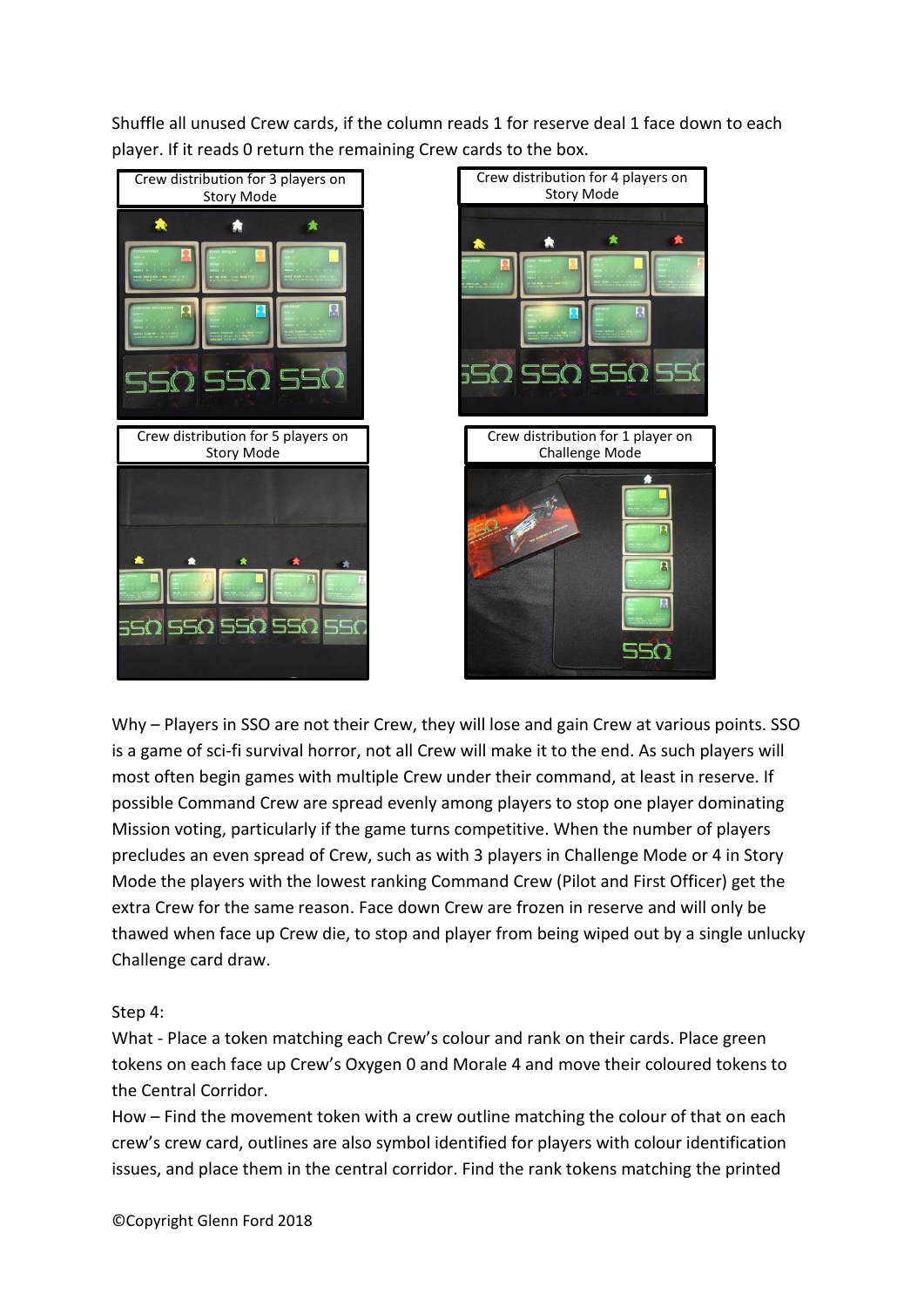Shuffle all unused Crew cards, if the column reads 1 for reserve deal 1 face down to each player. If it reads 0 return the remaining Crew cards to the box.

Crew distribution for 3 players on Story Mode

Crew distribution for 4 players on Story Mode

Crew distribution for 5 players on Story Mode

Crew distribution for 1 player on Challenge Mode

Why – Players in SSO are not their Crew, they will lose and gain Crew at various points. SSO is a game of sci-fi survival horror, not all Crew will make it to the end. As such players will most often begin games with multiple Crew under their command, at least in reserve. If possible Command Crew are spread evenly among players to stop one player dominating Mission voting, particularly if the game turns competitive. When the number of players precludes an even spread of Crew, such as with 3 players in Challenge Mode or 4 in Story Mode the players with the lowest ranking Command Crew (Pilot and First Officer) get the extra Crew for the same reason. Face down Crew are frozen in reserve and will only be thawed when face up Crew die, to stop and player from being wiped out by a single unlucky Challenge card draw.

Step 4:

What - Place a token matching each Crew's colour and rank on their cards. Place green tokens on each face up Crew's Oxygen 0 and Morale 4 and move their coloured tokens to the Central Corridor.

How – Find the movement token with a crew outline matching the colour of that on each crew's crew card, outlines are also symbol identified for players with colour identification issues, and place them in the central corridor. Find the rank tokens matching the printed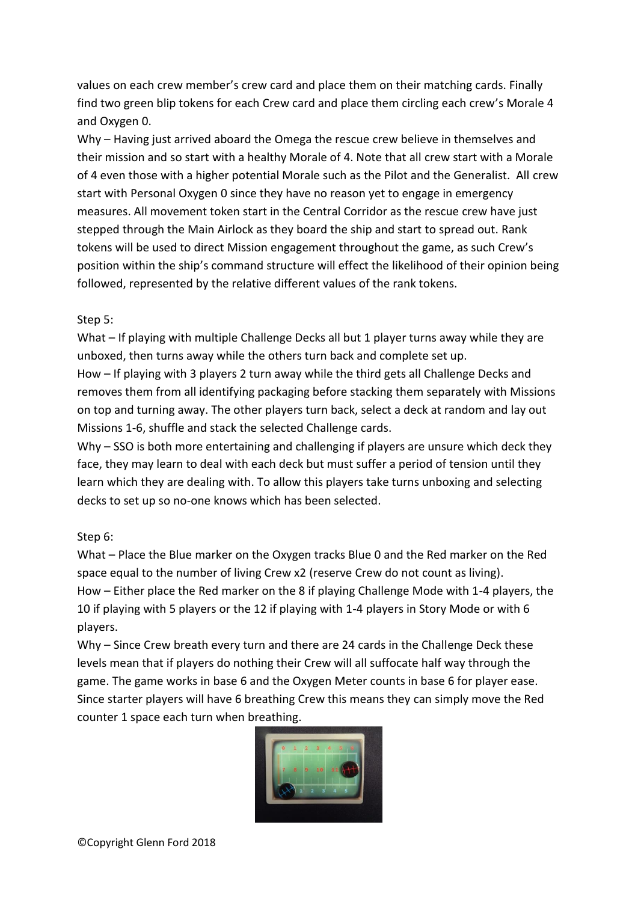values on each crew member's crew card and place them on their matching cards. Finally find two green blip tokens for each Crew card and place them circling each crew's Morale 4 and Oxygen 0.

Why – Having just arrived aboard the Omega the rescue crew believe in themselves and their mission and so start with a healthy Morale of 4. Note that all crew start with a Morale of 4 even those with a higher potential Morale such as the Pilot and the Generalist. All crew start with Personal Oxygen 0 since they have no reason yet to engage in emergency measures. All movement token start in the Central Corridor as the rescue crew have just stepped through the Main Airlock as they board the ship and start to spread out. Rank tokens will be used to direct Mission engagement throughout the game, as such Crew's position within the ship's command structure will effect the likelihood of their opinion being followed, represented by the relative different values of the rank tokens.

Step 5:

What – If playing with multiple Challenge Decks all but 1 player turns away while they are unboxed, then turns away while the others turn back and complete set up.

How – If playing with 3 players 2 turn away while the third gets all Challenge Decks and removes them from all identifying packaging before stacking them separately with Missions on top and turning away. The other players turn back, select a deck at random and lay out Missions 1-6, shuffle and stack the selected Challenge cards.

Why – SSO is both more entertaining and challenging if players are unsure which deck they face, they may learn to deal with each deck but must suffer a period of tension until they learn which they are dealing with. To allow this players take turns unboxing and selecting decks to set up so no-one knows which has been selected.

Step 6:

What – Place the Blue marker on the Oxygen tracks Blue 0 and the Red marker on the Red space equal to the number of living Crew x2 (reserve Crew do not count as living).

How – Either place the Red marker on the 8 if playing Challenge Mode with 1-4 players, the 10 if playing with 5 players or the 12 if playing with 1-4 players in Story Mode or with 6 players.

Why – Since Crew breath every turn and there are 24 cards in the Challenge Deck these levels mean that if players do nothing their Crew will all suffocate half way through the game. The game works in base 6 and the Oxygen Meter counts in base 6 for player ease. Since starter players will have 6 breathing Crew this means they can simply move the Red counter 1 space each turn when breathing.

©Copyright Glenn Ford 2018